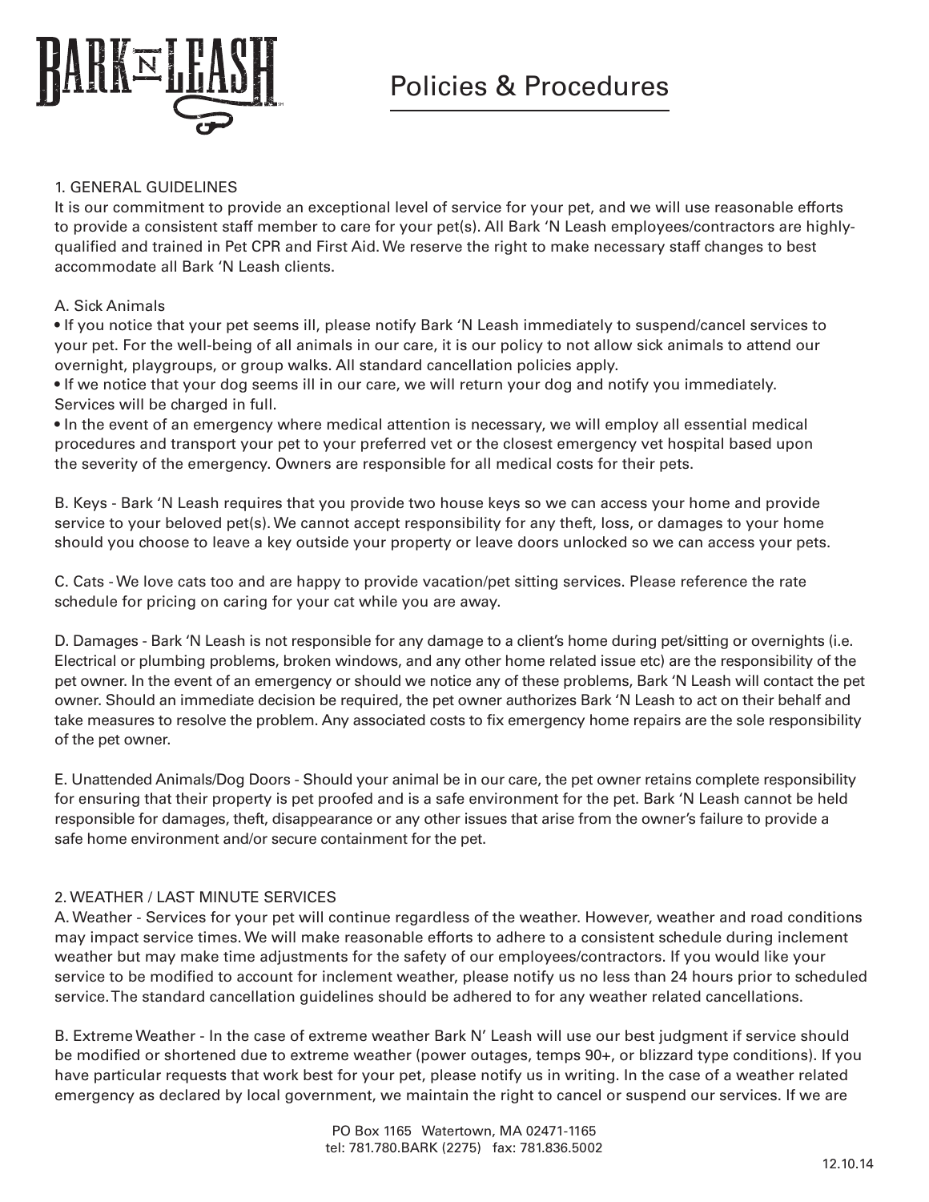BARK N LEASH

# Policies & Procedures

## 1. GENERAL GUIDELINES

It is our commitment to provide an exceptional level of service for your pet, and we will use reasonable efforts to provide a consistent staff member to care for your pet(s). All Bark 'N Leash employees/contractors are highly-qualified and trained in Pet CPR and First Aid. We reserve the right to make necessary staff changes to best accommodate all Bark 'N Leash clients.

A. Sick Animals

- If you notice that your pet seems ill, please notify Bark 'N Leash immediately to suspend/cancel services to your pet. For the well-being of all animals in our care, it is our policy to not allow sick animals to attend our overnight, playgroups, or group walks. All standard cancellation policies apply.
- If we notice that your dog seems ill in our care, we will return your dog and notify you immediately. Services will be charged in full.
- In the event of an emergency where medical attention is necessary, we will employ all essential medical procedures and transport your pet to your preferred vet or the closest emergency vet hospital based upon the severity of the emergency. Owners are responsible for all medical costs for their pets.

B. Keys - Bark 'N Leash requires that you provide two house keys so we can access your home and provide service to your beloved pet(s). We cannot accept responsibility for any theft, loss, or damages to your home should you choose to leave a key outside your property or leave doors unlocked so we can access your pets.

C. Cats - We love cats too and are happy to provide vacation/pet sitting services. Please reference the rate schedule for pricing on caring for your cat while you are away.

D. Damages - Bark 'N Leash is not responsible for any damage to a client's home during pet/sitting or overnights (i.e. Electrical or plumbing problems, broken windows, and any other home related issue etc) are the responsibility of the pet owner. In the event of an emergency or should we notice any of these problems, Bark 'N Leash will contact the pet owner. Should an immediate decision be required, the pet owner authorizes Bark 'N Leash to act on their behalf and take measures to resolve the problem. Any associated costs to fix emergency home repairs are the sole responsibility of the pet owner.

E. Unattended Animals/Dog Doors - Should your animal be in our care, the pet owner retains complete responsibility for ensuring that their property is pet proofed and is a safe environment for the pet. Bark 'N Leash cannot be held responsible for damages, theft, disappearance or any other issues that arise from the owner's failure to provide a safe home environment and/or secure containment for the pet.

## 2. WEATHER / LAST MINUTE SERVICES

A. Weather - Services for your pet will continue regardless of the weather. However, weather and road conditions may impact service times. We will make reasonable efforts to adhere to a consistent schedule during inclement weather but may make time adjustments for the safety of our employees/contractors. If you would like your service to be modified to account for inclement weather, please notify us no less than 24 hours prior to scheduled service. The standard cancellation guidelines should be adhered to for any weather related cancellations.

B. Extreme Weather - In the case of extreme weather Bark N' Leash will use our best judgment if service should be modified or shortened due to extreme weather (power outages, temps 90+, or blizzard type conditions). If you have particular requests that work best for your pet, please notify us in writing. In the case of a weather related emergency as declared by local government, we maintain the right to cancel or suspend our services. If we are

PO Box 1165 Watertown, MA 02471-1165
tel: 781.780.BARK (2275) fax: 781.836.5002

12.10.14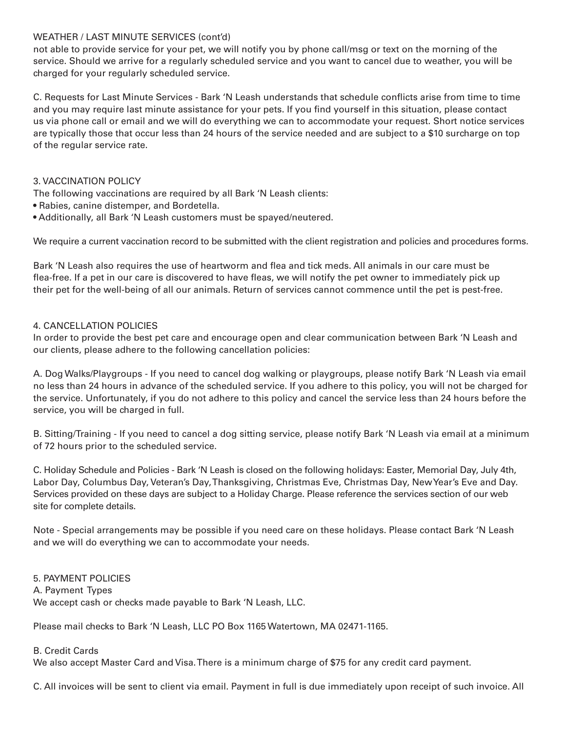## WEATHER / LAST MINUTE SERVICES (cont'd)

not able to provide service for your pet, we will notify you by phone call/msg or text on the morning of the service. Should we arrive for a regularly scheduled service and you want to cancel due to weather, you will be charged for your regularly scheduled service.

C. Requests for Last Minute Services - Bark 'N Leash understands that schedule conflicts arise from time to time and you may require last minute assistance for your pets. If you find yourself in this situation, please contact us via phone call or email and we will do everything we can to accommodate your request. Short notice services are typically those that occur less than 24 hours of the service needed and are subject to a $10 surcharge on top of the regular service rate.

## 3. VACCINATION POLICY

The following vaccinations are required by all Bark 'N Leash clients:

- Rabies, canine distemper, and Bordetella.
- Additionally, all Bark 'N Leash customers must be spayed/neutered.

We require a current vaccination record to be submitted with the client registration and policies and procedures forms.

Bark 'N Leash also requires the use of heartworm and flea and tick meds. All animals in our care must be flea-free. If a pet in our care is discovered to have fleas, we will notify the pet owner to immediately pick up their pet for the well-being of all our animals. Return of services cannot commence until the pet is pest-free.

## 4. CANCELLATION POLICIES

In order to provide the best pet care and encourage open and clear communication between Bark 'N Leash and our clients, please adhere to the following cancellation policies:

A. Dog Walks/Playgroups - If you need to cancel dog walking or playgroups, please notify Bark 'N Leash via email no less than 24 hours in advance of the scheduled service. If you adhere to this policy, you will not be charged for the service. Unfortunately, if you do not adhere to this policy and cancel the service less than 24 hours before the service, you will be charged in full.

B. Sitting/Training - If you need to cancel a dog sitting service, please notify Bark 'N Leash via email at a minimum of 72 hours prior to the scheduled service.

C. Holiday Schedule and Policies - Bark 'N Leash is closed on the following holidays: Easter, Memorial Day, July 4th, Labor Day, Columbus Day, Veteran's Day, Thanksgiving, Christmas Eve, Christmas Day, New Year's Eve and Day. Services provided on these days are subject to a Holiday Charge. Please reference the services section of our web site for complete details.

Note - Special arrangements may be possible if you need care on these holidays. Please contact Bark 'N Leash and we will do everything we can to accommodate your needs.

## 5. PAYMENT POLICIES

A. Payment Types

We accept cash or checks made payable to Bark 'N Leash, LLC.

Please mail checks to Bark 'N Leash, LLC PO Box 1165 Watertown, MA 02471-1165.

B. Credit Cards

We also accept Master Card and Visa. There is a minimum charge of $75 for any credit card payment.

C. All invoices will be sent to client via email. Payment in full is due immediately upon receipt of such invoice. All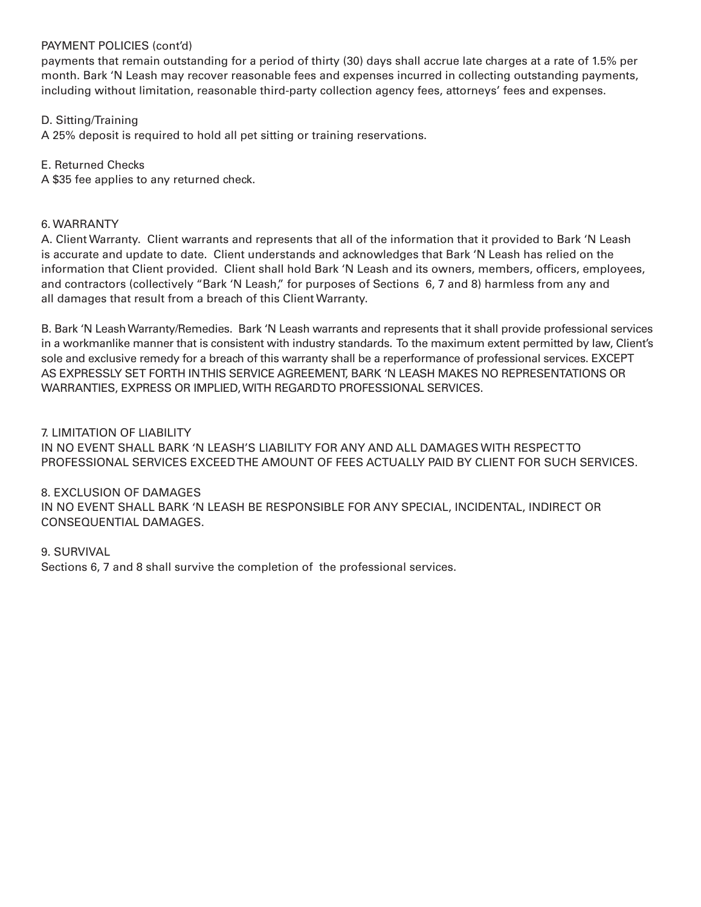PAYMENT POLICIES (cont'd)

payments that remain outstanding for a period of thirty (30) days shall accrue late charges at a rate of 1.5% per month. Bark 'N Leash may recover reasonable fees and expenses incurred in collecting outstanding payments, including without limitation, reasonable third-party collection agency fees, attorneys' fees and expenses.

D. Sitting/Training

A 25% deposit is required to hold all pet sitting or training reservations.

E. Returned Checks

A $35 fee applies to any returned check.

## 6. WARRANTY

A. Client Warranty. Client warrants and represents that all of the information that it provided to Bark 'N Leash is accurate and update to date. Client understands and acknowledges that Bark 'N Leash has relied on the information that Client provided. Client shall hold Bark 'N Leash and its owners, members, officers, employees, and contractors (collectively "Bark 'N Leash," for purposes of Sections 6, 7 and 8) harmless from any and all damages that result from a breach of this Client Warranty.

B. Bark 'N Leash Warranty/Remedies. Bark 'N Leash warrants and represents that it shall provide professional services in a workmanlike manner that is consistent with industry standards. To the maximum extent permitted by law, Client's sole and exclusive remedy for a breach of this warranty shall be a reperformance of professional services. EXCEPT AS EXPRESSLY SET FORTH IN THIS SERVICE AGREEMENT, BARK 'N LEASH MAKES NO REPRESENTATIONS OR WARRANTIES, EXPRESS OR IMPLIED, WITH REGARD TO PROFESSIONAL SERVICES.

## 7. LIMITATION OF LIABILITY

IN NO EVENT SHALL BARK 'N LEASH'S LIABILITY FOR ANY AND ALL DAMAGES WITH RESPECT TO PROFESSIONAL SERVICES EXCEED THE AMOUNT OF FEES ACTUALLY PAID BY CLIENT FOR SUCH SERVICES.

## 8. EXCLUSION OF DAMAGES

IN NO EVENT SHALL BARK 'N LEASH BE RESPONSIBLE FOR ANY SPECIAL, INCIDENTAL, INDIRECT OR CONSEQUENTIAL DAMAGES.

## 9. SURVIVAL

Sections 6, 7 and 8 shall survive the completion of the professional services.